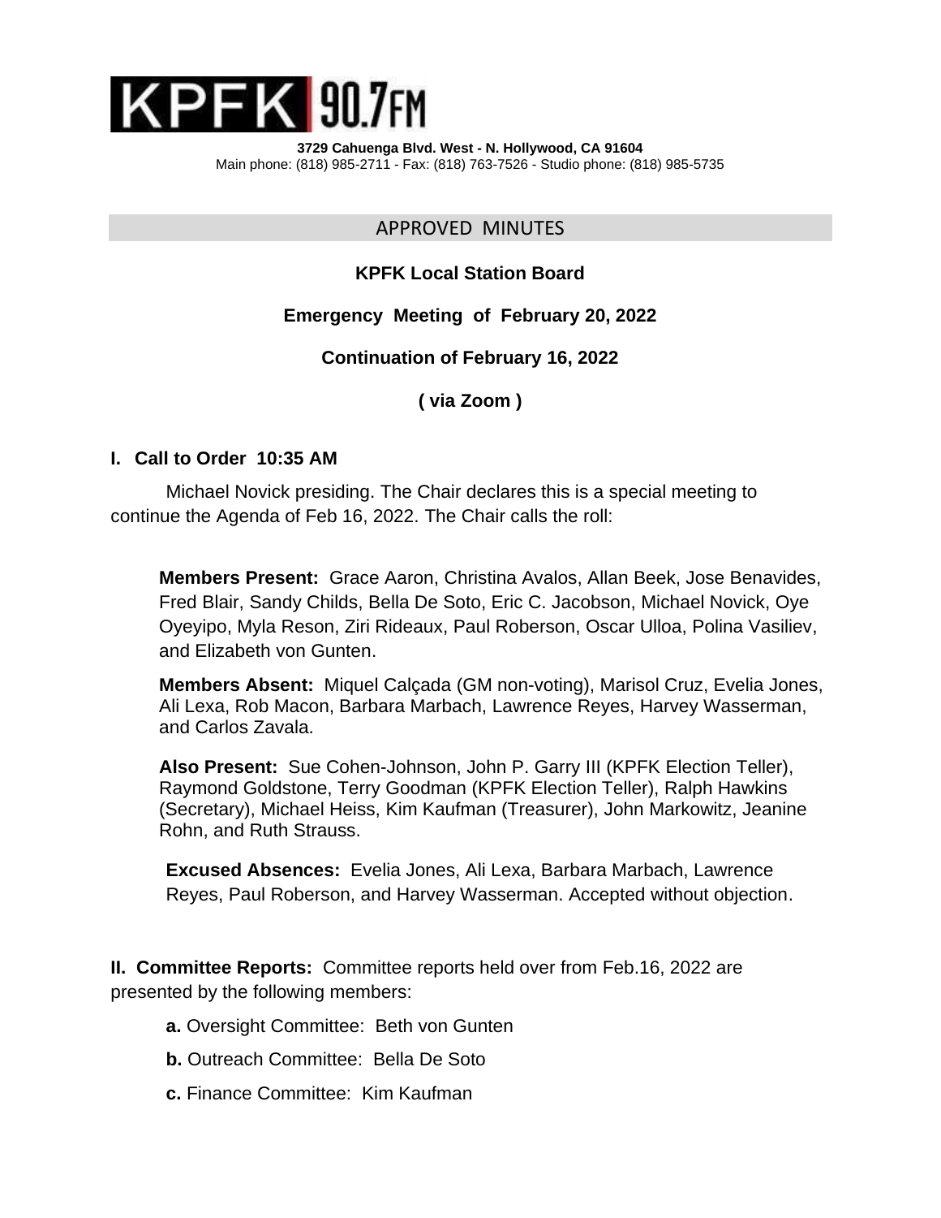# KPFK 90.7FM

**3729 Cahuenga Blvd. West - N. Hollywood, CA 91604**
Main phone: (818) 985-2711 - Fax: (818) 763-7526 - Studio phone: (818) 985-5735

## APPROVED MINUTES

**KPFK Local Station Board**

**Emergency Meeting of February 20, 2022**

**Continuation of February 16, 2022**

**( via Zoom )**

### I. Call to Order 10:35 AM

Michael Novick presiding. The Chair declares this is a special meeting to continue the Agenda of Feb 16, 2022. The Chair calls the roll:

**Members Present:** Grace Aaron, Christina Avalos, Allan Beek, Jose Benavides, Fred Blair, Sandy Childs, Bella De Soto, Eric C. Jacobson, Michael Novick, Oye Oyeyipo, Myla Reson, Ziri Rideaux, Paul Roberson, Oscar Ulloa, Polina Vasiliev, and Elizabeth von Gunten.

**Members Absent:** Miquel Calçada (GM non-voting), Marisol Cruz, Evelia Jones, Ali Lexa, Rob Macon, Barbara Marbach, Lawrence Reyes, Harvey Wasserman, and Carlos Zavala.

**Also Present:** Sue Cohen-Johnson, John P. Garry III (KPFK Election Teller), Raymond Goldstone, Terry Goodman (KPFK Election Teller), Ralph Hawkins (Secretary), Michael Heiss, Kim Kaufman (Treasurer), John Markowitz, Jeanine Rohn, and Ruth Strauss.

**Excused Absences:** Evelia Jones, Ali Lexa, Barbara Marbach, Lawrence Reyes, Paul Roberson, and Harvey Wasserman. Accepted without objection.

### II. Committee Reports:

Committee reports held over from Feb.16, 2022 are presented by the following members:

- **a.** Oversight Committee: Beth von Gunten
- **b.** Outreach Committee: Bella De Soto
- **c.** Finance Committee: Kim Kaufman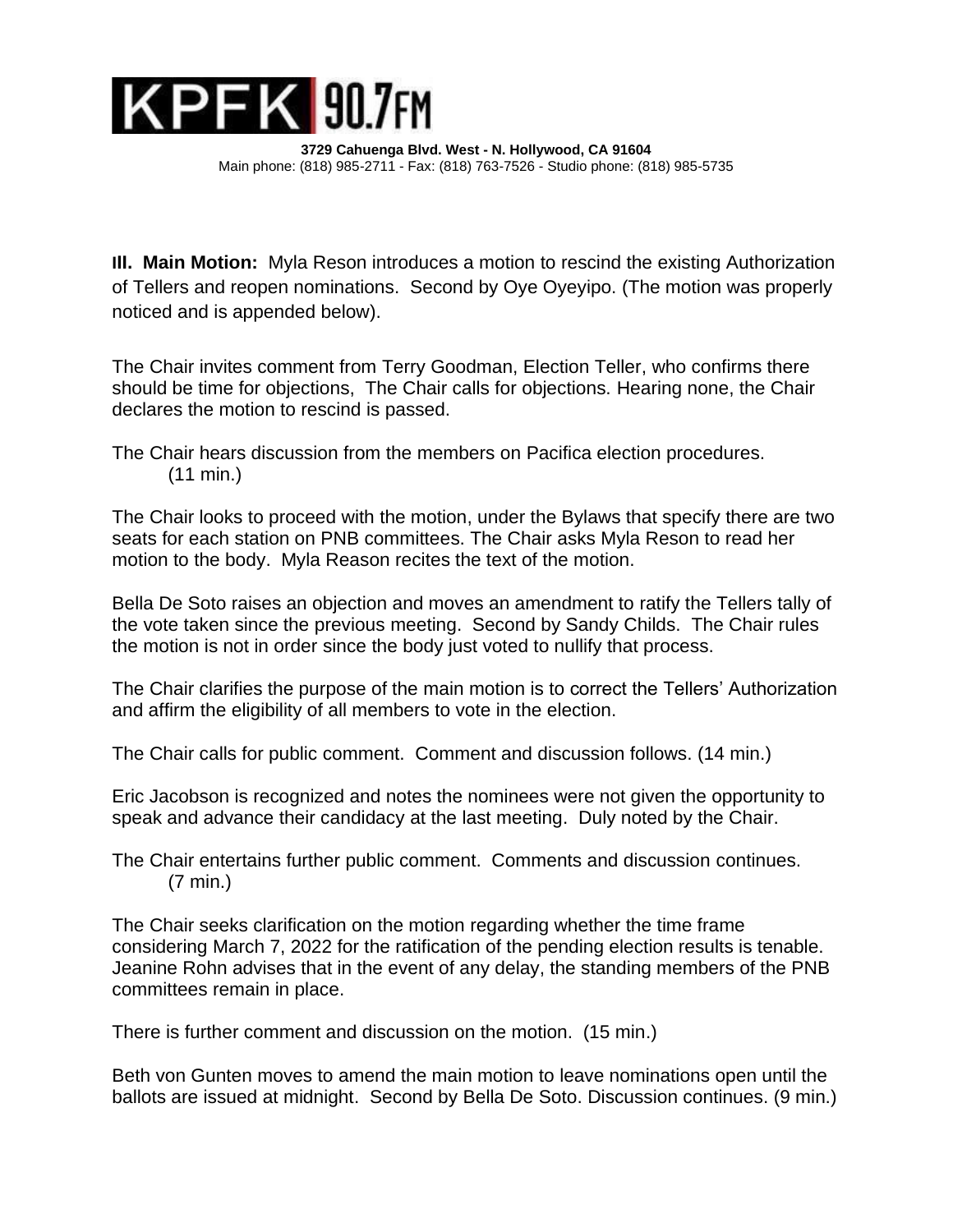**III. Main Motion:** Myla Reson introduces a motion to rescind the existing Authorization of Tellers and reopen nominations. Second by Oye Oyeyipo. (The motion was properly noticed and is appended below).

The Chair invites comment from Terry Goodman, Election Teller, who confirms there should be time for objections, The Chair calls for objections. Hearing none, the Chair declares the motion to rescind is passed.

The Chair hears discussion from the members on Pacifica election procedures. (11 min.)

The Chair looks to proceed with the motion, under the Bylaws that specify there are two seats for each station on PNB committees. The Chair asks Myla Reson to read her motion to the body. Myla Reason recites the text of the motion.

Bella De Soto raises an objection and moves an amendment to ratify the Tellers tally of the vote taken since the previous meeting. Second by Sandy Childs. The Chair rules the motion is not in order since the body just voted to nullify that process.

The Chair clarifies the purpose of the main motion is to correct the Tellers' Authorization and affirm the eligibility of all members to vote in the election.

The Chair calls for public comment. Comment and discussion follows. (14 min.)

Eric Jacobson is recognized and notes the nominees were not given the opportunity to speak and advance their candidacy at the last meeting. Duly noted by the Chair.

The Chair entertains further public comment. Comments and discussion continues. (7 min.)

The Chair seeks clarification on the motion regarding whether the time frame considering March 7, 2022 for the ratification of the pending election results is tenable. Jeanine Rohn advises that in the event of any delay, the standing members of the PNB committees remain in place.

There is further comment and discussion on the motion. (15 min.)

Beth von Gunten moves to amend the main motion to leave nominations open until the ballots are issued at midnight. Second by Bella De Soto. Discussion continues. (9 min.)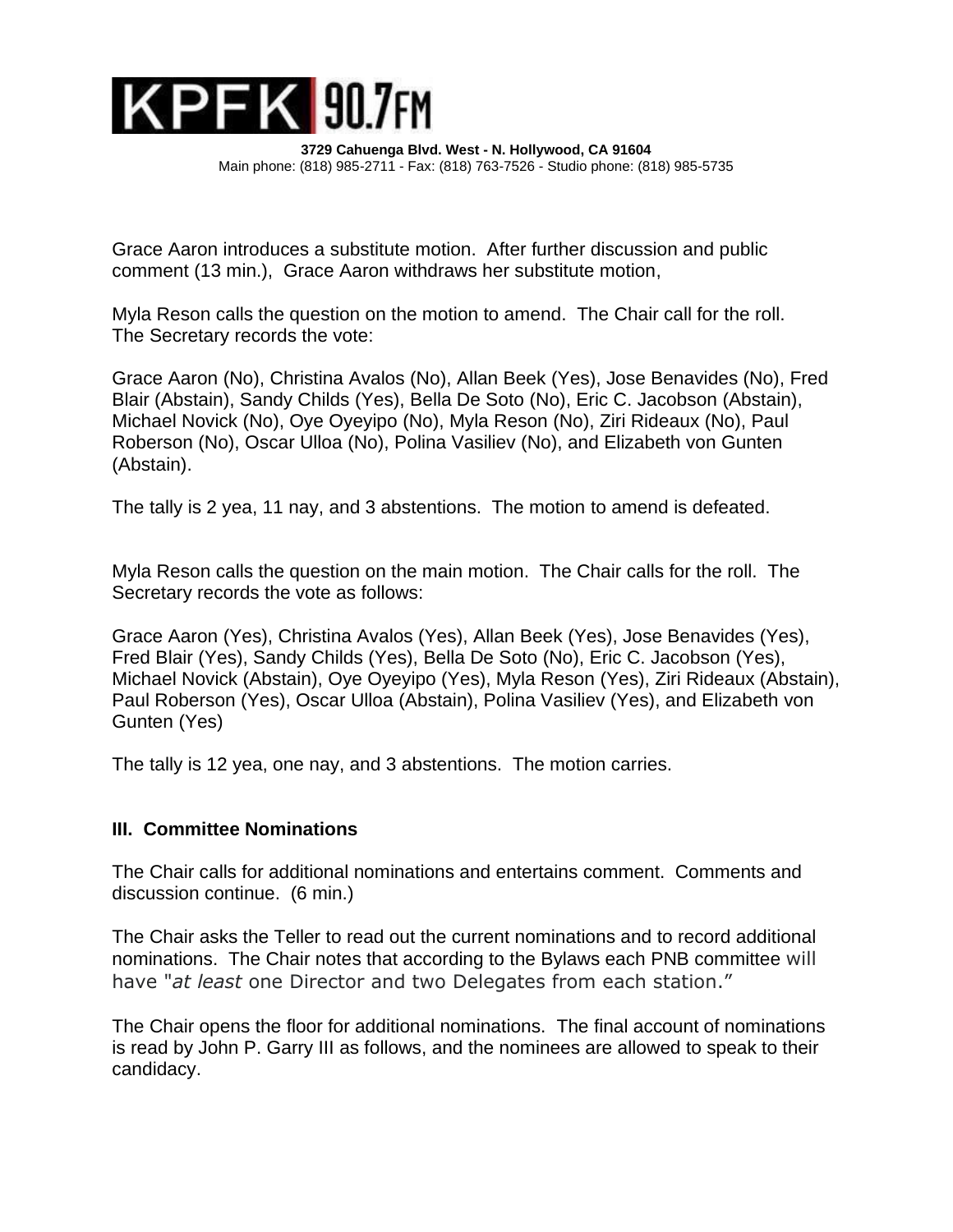Grace Aaron introduces a substitute motion. After further discussion and public comment (13 min.), Grace Aaron withdraws her substitute motion,

Myla Reson calls the question on the motion to amend. The Chair call for the roll. The Secretary records the vote:

Grace Aaron (No), Christina Avalos (No), Allan Beek (Yes), Jose Benavides (No), Fred Blair (Abstain), Sandy Childs (Yes), Bella De Soto (No), Eric C. Jacobson (Abstain), Michael Novick (No), Oye Oyeyipo (No), Myla Reson (No), Ziri Rideaux (No), Paul Roberson (No), Oscar Ulloa (No), Polina Vasiliev (No), and Elizabeth von Gunten (Abstain).

The tally is 2 yea, 11 nay, and 3 abstentions. The motion to amend is defeated.

Myla Reson calls the question on the main motion. The Chair calls for the roll. The Secretary records the vote as follows:

Grace Aaron (Yes), Christina Avalos (Yes), Allan Beek (Yes), Jose Benavides (Yes), Fred Blair (Yes), Sandy Childs (Yes), Bella De Soto (No), Eric C. Jacobson (Yes), Michael Novick (Abstain), Oye Oyeyipo (Yes), Myla Reson (Yes), Ziri Rideaux (Abstain), Paul Roberson (Yes), Oscar Ulloa (Abstain), Polina Vasiliev (Yes), and Elizabeth von Gunten (Yes)

The tally is 12 yea, one nay, and 3 abstentions. The motion carries.

### III. Committee Nominations

The Chair calls for additional nominations and entertains comment. Comments and discussion continue. (6 min.)

The Chair asks the Teller to read out the current nominations and to record additional nominations. The Chair notes that according to the Bylaws each PNB committee will have "*at least* one Director and two Delegates from each station."

The Chair opens the floor for additional nominations. The final account of nominations is read by John P. Garry III as follows, and the nominees are allowed to speak to their candidacy.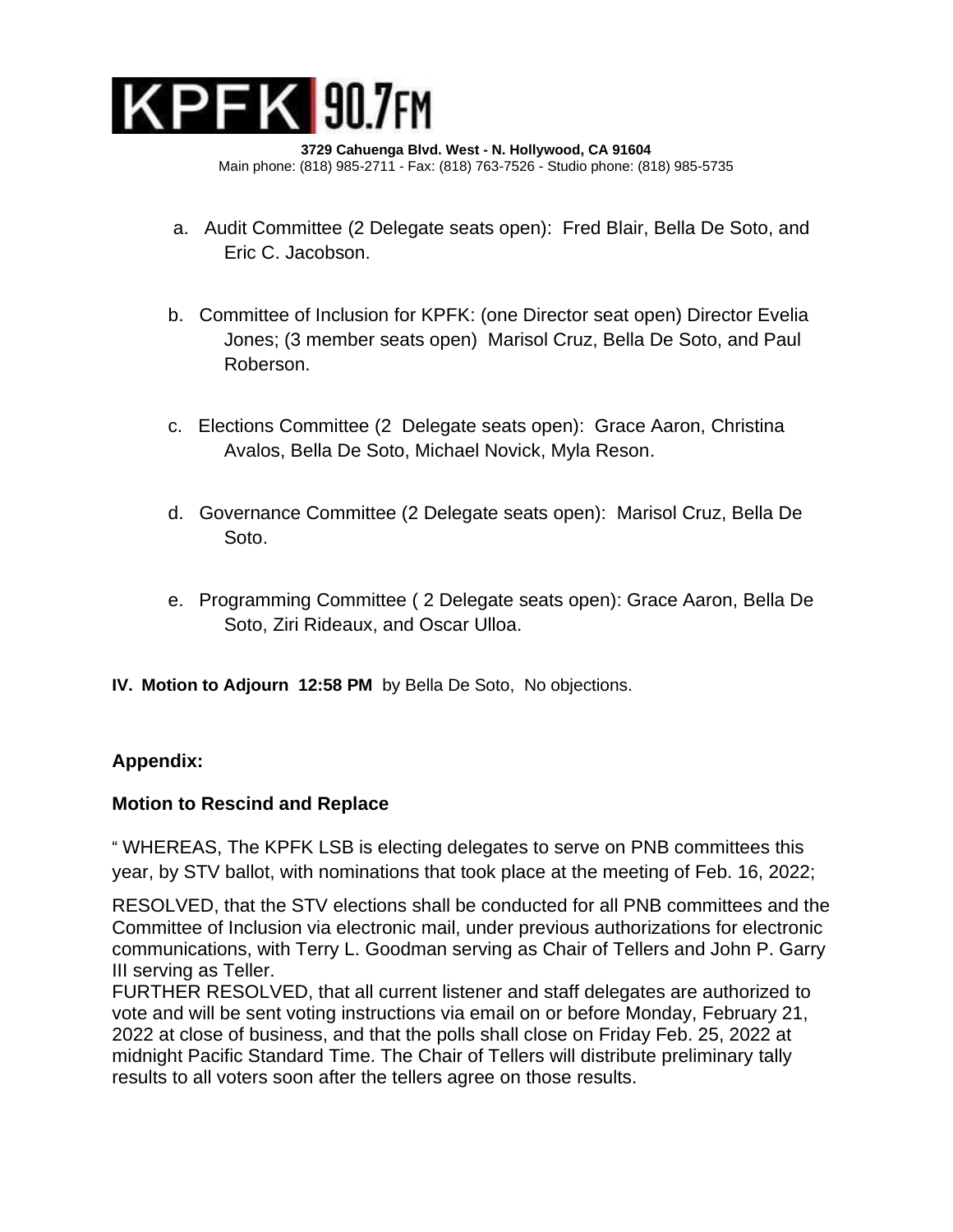a. Audit Committee (2 Delegate seats open): Fred Blair, Bella De Soto, and Eric C. Jacobson.

b. Committee of Inclusion for KPFK: (one Director seat open) Director Evelia Jones; (3 member seats open) Marisol Cruz, Bella De Soto, and Paul Roberson.

c. Elections Committee (2 Delegate seats open): Grace Aaron, Christina Avalos, Bella De Soto, Michael Novick, Myla Reson.

d. Governance Committee (2 Delegate seats open): Marisol Cruz, Bella De Soto.

e. Programming Committee ( 2 Delegate seats open): Grace Aaron, Bella De Soto, Ziri Rideaux, and Oscar Ulloa.

**IV. Motion to Adjourn 12:58 PM** by Bella De Soto, No objections.

**Appendix:**

**Motion to Rescind and Replace**

" WHEREAS, The KPFK LSB is electing delegates to serve on PNB committees this year, by STV ballot, with nominations that took place at the meeting of Feb. 16, 2022;

RESOLVED, that the STV elections shall be conducted for all PNB committees and the Committee of Inclusion via electronic mail, under previous authorizations for electronic communications, with Terry L. Goodman serving as Chair of Tellers and John P. Garry III serving as Teller.
FURTHER RESOLVED, that all current listener and staff delegates are authorized to vote and will be sent voting instructions via email on or before Monday, February 21, 2022 at close of business, and that the polls shall close on Friday Feb. 25, 2022 at midnight Pacific Standard Time. The Chair of Tellers will distribute preliminary tally results to all voters soon after the tellers agree on those results.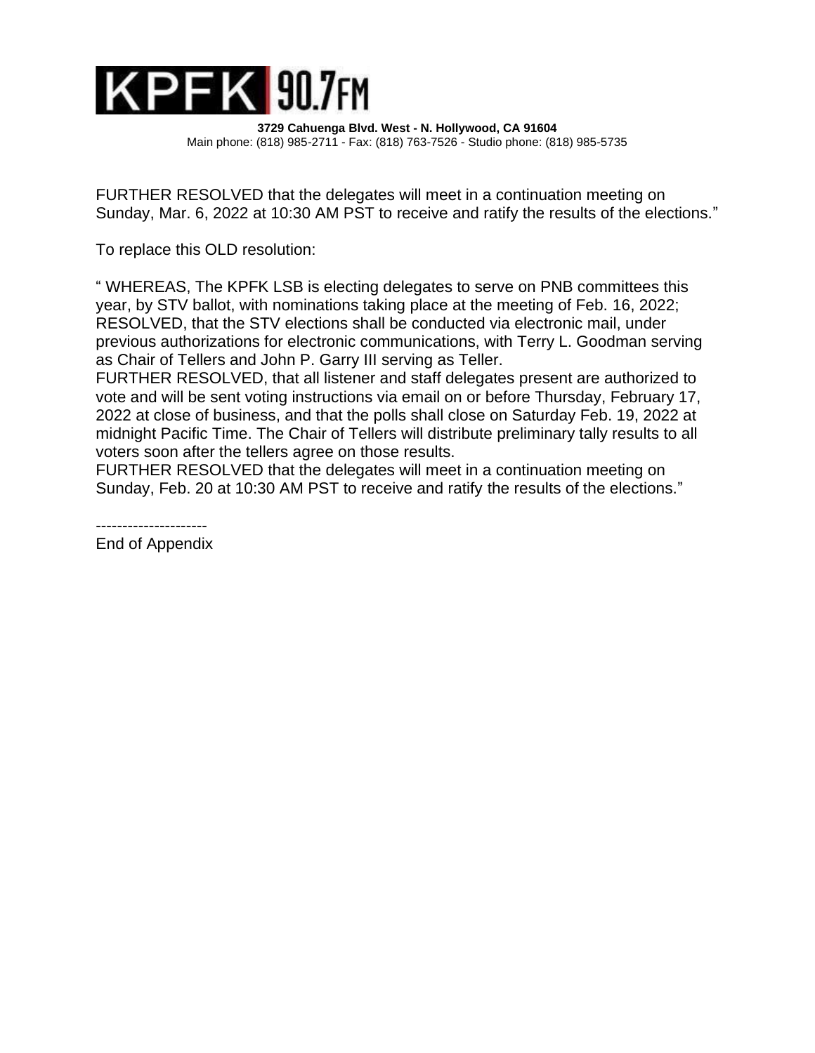FURTHER RESOLVED that the delegates will meet in a continuation meeting on Sunday, Mar. 6, 2022 at 10:30 AM PST to receive and ratify the results of the elections."

To replace this OLD resolution:

" WHEREAS, The KPFK LSB is electing delegates to serve on PNB committees this year, by STV ballot, with nominations taking place at the meeting of Feb. 16, 2022;
RESOLVED, that the STV elections shall be conducted via electronic mail, under previous authorizations for electronic communications, with Terry L. Goodman serving as Chair of Tellers and John P. Garry III serving as Teller.
FURTHER RESOLVED, that all listener and staff delegates present are authorized to vote and will be sent voting instructions via email on or before Thursday, February 17, 2022 at close of business, and that the polls shall close on Saturday Feb. 19, 2022 at midnight Pacific Time. The Chair of Tellers will distribute preliminary tally results to all voters soon after the tellers agree on those results.
FURTHER RESOLVED that the delegates will meet in a continuation meeting on Sunday, Feb. 20 at 10:30 AM PST to receive and ratify the results of the elections."

---------------------
End of Appendix